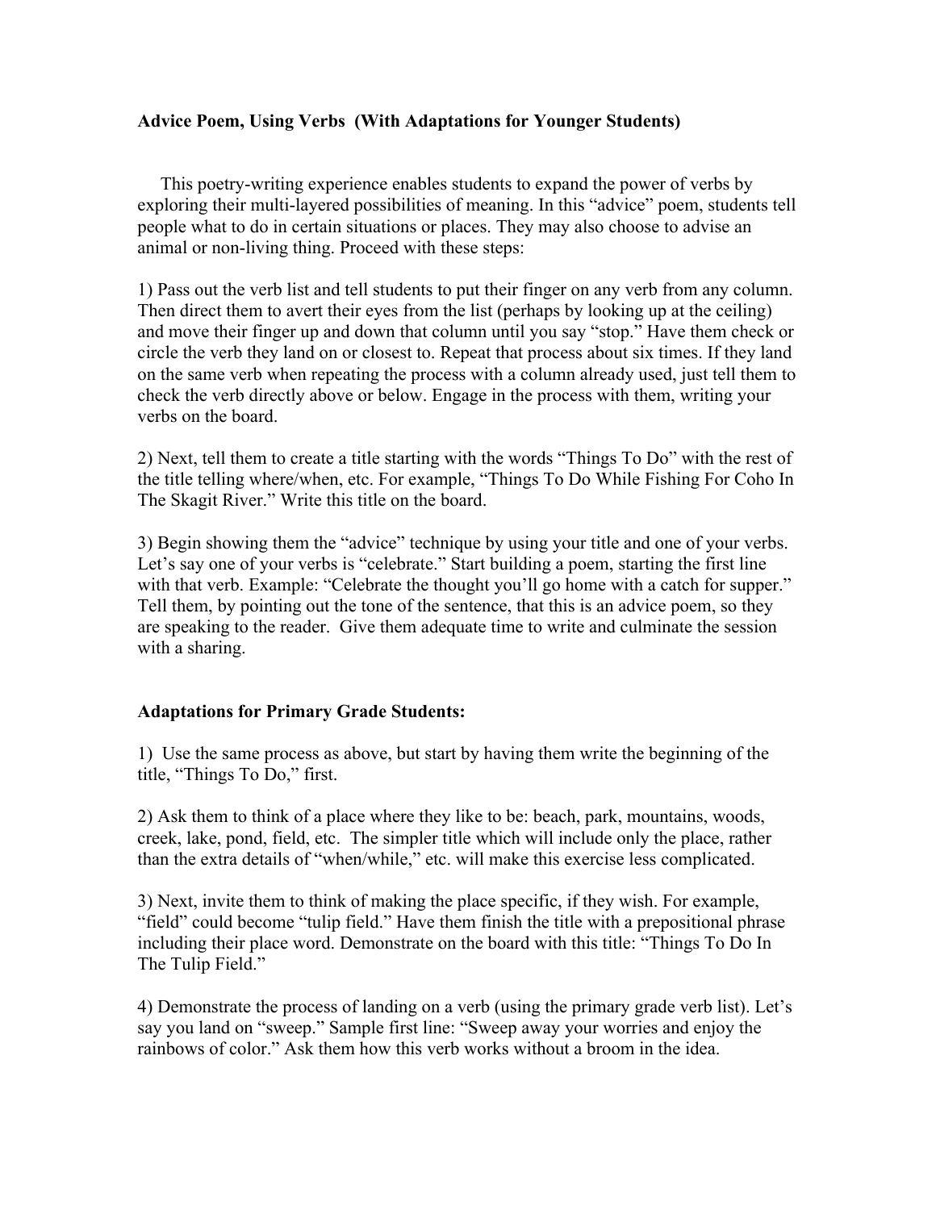**Advice Poem, Using Verbs (With Adaptations for Younger Students)**

This poetry-writing experience enables students to expand the power of verbs by exploring their multi-layered possibilities of meaning. In this "advice" poem, students tell people what to do in certain situations or places. They may also choose to advise an animal or non-living thing. Proceed with these steps:

1) Pass out the verb list and tell students to put their finger on any verb from any column. Then direct them to avert their eyes from the list (perhaps by looking up at the ceiling) and move their finger up and down that column until you say "stop." Have them check or circle the verb they land on or closest to. Repeat that process about six times. If they land on the same verb when repeating the process with a column already used, just tell them to check the verb directly above or below. Engage in the process with them, writing your verbs on the board.

2) Next, tell them to create a title starting with the words "Things To Do" with the rest of the title telling where/when, etc. For example, "Things To Do While Fishing For Coho In The Skagit River." Write this title on the board.

3) Begin showing them the "advice" technique by using your title and one of your verbs. Let's say one of your verbs is "celebrate." Start building a poem, starting the first line with that verb. Example: "Celebrate the thought you'll go home with a catch for supper." Tell them, by pointing out the tone of the sentence, that this is an advice poem, so they are speaking to the reader. Give them adequate time to write and culminate the session with a sharing.

**Adaptations for Primary Grade Students:**

1) Use the same process as above, but start by having them write the beginning of the title, "Things To Do," first.

2) Ask them to think of a place where they like to be: beach, park, mountains, woods, creek, lake, pond, field, etc. The simpler title which will include only the place, rather than the extra details of "when/while," etc. will make this exercise less complicated.

3) Next, invite them to think of making the place specific, if they wish. For example, "field" could become "tulip field." Have them finish the title with a prepositional phrase including their place word. Demonstrate on the board with this title: "Things To Do In The Tulip Field."

4) Demonstrate the process of landing on a verb (using the primary grade verb list). Let's say you land on "sweep." Sample first line: "Sweep away your worries and enjoy the rainbows of color." Ask them how this verb works without a broom in the idea.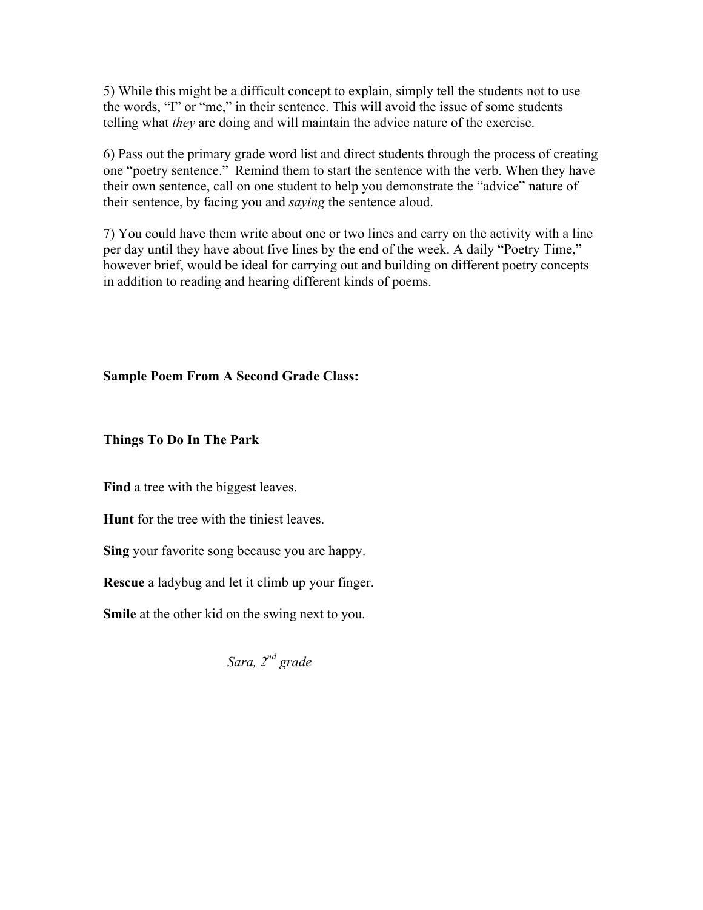5) While this might be a difficult concept to explain, simply tell the students not to use the words, "I" or "me," in their sentence. This will avoid the issue of some students telling what *they* are doing and will maintain the advice nature of the exercise.

6) Pass out the primary grade word list and direct students through the process of creating one "poetry sentence." Remind them to start the sentence with the verb. When they have their own sentence, call on one student to help you demonstrate the "advice" nature of their sentence, by facing you and *saying* the sentence aloud.

7) You could have them write about one or two lines and carry on the activity with a line per day until they have about five lines by the end of the week. A daily "Poetry Time," however brief, would be ideal for carrying out and building on different poetry concepts in addition to reading and hearing different kinds of poems.

**Sample Poem From A Second Grade Class:**

**Things To Do In The Park**

**Find** a tree with the biggest leaves.

**Hunt** for the tree with the tiniest leaves.

**Sing** your favorite song because you are happy.

**Rescue** a ladybug and let it climb up your finger.

**Smile** at the other kid on the swing next to you.

*Sara, 2nd grade*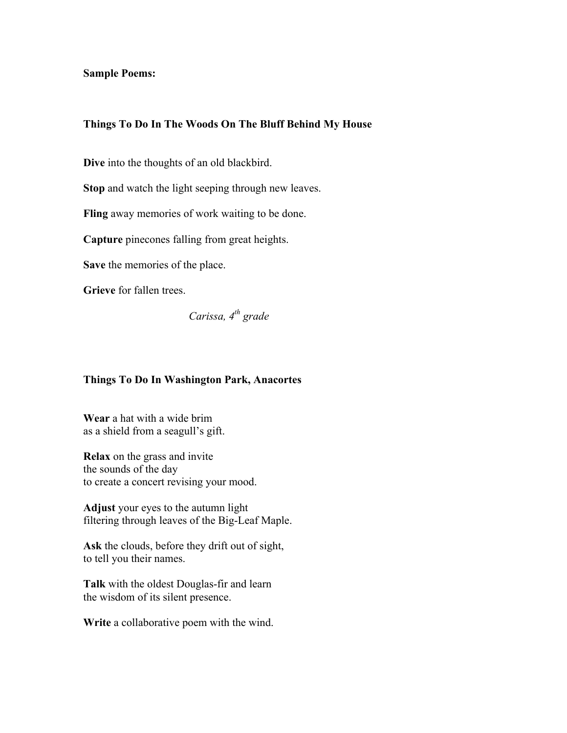**Sample Poems:**

**Things To Do In The Woods On The Bluff Behind My House**

**Dive** into the thoughts of an old blackbird.

**Stop** and watch the light seeping through new leaves.

**Fling** away memories of work waiting to be done.

**Capture** pinecones falling from great heights.

**Save** the memories of the place.

**Grieve** for fallen trees.

*Carissa, 4th grade*

**Things To Do In Washington Park, Anacortes**

**Wear** a hat with a wide brim
as a shield from a seagull's gift.

**Relax** on the grass and invite
the sounds of the day
to create a concert revising your mood.

**Adjust** your eyes to the autumn light
filtering through leaves of the Big-Leaf Maple.

**Ask** the clouds, before they drift out of sight,
to tell you their names.

**Talk** with the oldest Douglas-fir and learn
the wisdom of its silent presence.

**Write** a collaborative poem with the wind.